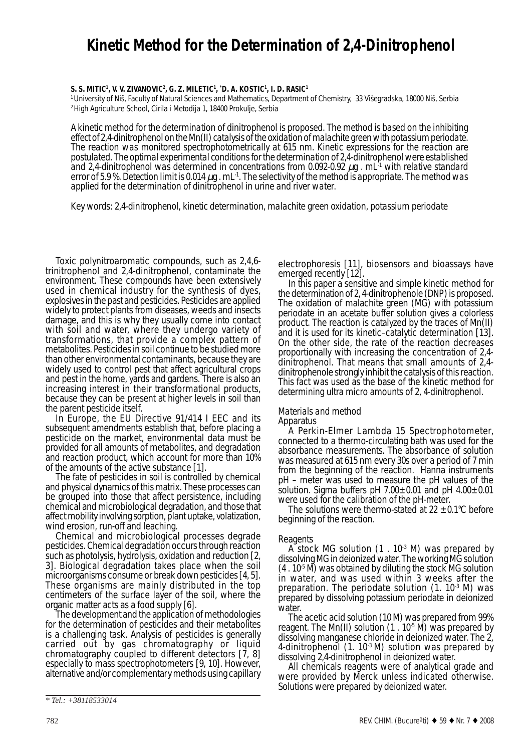# Kinetic Method for the Determination of 2,4-Dinitrophenol

**S. S. MITIC[1], V. V. ZIVANOVIC[2], G. Z. MILETIC[1], *D. A. KOSTIC[1], I. D. RASIC[1]**

[1] University of Niš, Faculty of Natural Sciences and Mathematics, Department of Chemistry, 33 Višegradska, 18000 Niš, Serbia
[2] High Agriculture School, Cirila i Metodija 1, 18400 Prokulje, Serbia

*A kinetic method for the determination of dinitrophenol is proposed. The method is based on the inhibiting effect of 2,4-dinitrophenol on the Mn(II) catalysis of the oxidation of malachite green with potassium periodate. The reaction was monitored spectrophotometrically at 615 nm. Kinetic expressions for the reaction are postulated. The optimal experimental conditions for the determination of 2,4-dinitrophenol were established and 2,4-dinitrophenol was determined in concentrations from 0.092-0.92 μg . mL$^{-1}$ with relative standard error of 5.9 %. Detection limit is 0.014 μg . mL$^{-1}$. The selectivity of the method is appropriate. The method was applied for the determination of dinitrophenol in urine and river water.*

*Key words: 2,4-dinitrophenol, kinetic determination, malachite green oxidation, potassium periodate*

Toxic polynitroaromatic compounds, such as 2,4,6-trinitrophenol and 2,4-dinitrophenol, contaminate the environment. These compounds have been extensively used in chemical industry for the synthesis of dyes, explosives in the past and pesticides. Pesticides are applied widely to protect plants from diseases, weeds and insects damage, and this is why they usually come into contact with soil and water, where they undergo variety of transformations, that provide a complex pattern of metabolites. Pesticides in soil continue to be studied more than other environmental contaminants, because they are widely used to control pest that affect agricultural crops and pest in the home, yards and gardens. There is also an increasing interest in their transformational products, because they can be present at higher levels in soil than the parent pesticide itself.

In Europe, the EU Directive 91/414 I EEC and its subsequent amendments establish that, before placing a pesticide on the market, environmental data must be provided for all amounts of metabolites, and degradation and reaction product, which account for more than 10% of the amounts of the active substance [1].

The fate of pesticides in soil is controlled by chemical and physical dynamics of this matrix. These processes can be grouped into those that affect persistence, including chemical and microbiological degradation, and those that affect mobility involving sorption, plant uptake, volatization, wind erosion, run-off and leaching.

Chemical and microbiological processes degrade pesticides. Chemical degradation occurs through reaction such as photolysis, hydrolysis, oxidation and reduction [2, 3]. Biological degradation takes place when the soil microorganisms consume or break down pesticides [4, 5]. These organisms are mainly distributed in the top centimeters of the surface layer of the soil, where the organic matter acts as a food supply [6].

The development and the application of methodologies for the determination of pesticides and their metabolites is a challenging task. Analysis of pesticides is generally carried out by gas chromatography or liquid chromatography coupled to different detectors [7, 8] especially to mass spectrophotometers [9, 10]. However, alternative and/or complementary methods using capillary electrophoresis [11], biosensors and bioassays have emerged recently [12].

In this paper a sensitive and simple kinetic method for the determination of 2, 4-dinitrophenole (DNP) is proposed. The oxidation of malachite green (MG) with potassium periodate in an acetate buffer solution gives a colorless product. The reaction is catalyzed by the traces of Mn(II) and it is used for its kinetic–catalytic determination [13]. On the other side, the rate of the reaction decreases proportionally with increasing the concentration of 2,4-dinitrophenol. That means that small amounts of 2,4-dinitrophenole strongly inhibit the catalysis of this reaction. This fact was used as the base of the kinetic method for determining ultra micro amounts of 2, 4-dinitrophenol.

## Materials and method

### Apparatus

A Perkin-Elmer Lambda 15 Spectrophotometer, connected to a thermo-circulating bath was used for the absorbance measurements. The absorbance of solution was measured at 615 nm every 30s over a period of 7 min from the beginning of the reaction. Hanna instruments pH – meter was used to measure the pH values of the solution. Sigma buffers pH 7.00± 0.01 and pH 4.00± 0.01 were used for the calibration of the pH-meter.

The solutions were thermo-stated at 22 ± 0.1°C before beginning of the reaction.

### Reagents

A stock MG solution (1 . 10$^{-3}$ M) was prepared by dissolving MG in deionized water. The working MG solution (4 . 10$^{-5}$ M) was obtained by diluting the stock MG solution in water, and was used within 3 weeks after the preparation. The periodate solution (1. 10$^{-3}$ M) was prepared by dissolving potassium periodate in deionized water.

The acetic acid solution (10 M) was prepared from 99% reagent. The Mn(II) solution (1 . 10$^{-5}$ M) was prepared by dissolving manganese chloride in deionized water. The 2, 4-dinitrophenol (1. 10$^{-3}$ M) solution was prepared by dissolving 2,4-dinitrophenol in deionized water.

All chemicals reagents were of analytical grade and were provided by Merck unless indicated otherwise. Solutions were prepared by deionized water.

* Tel.: +38118533014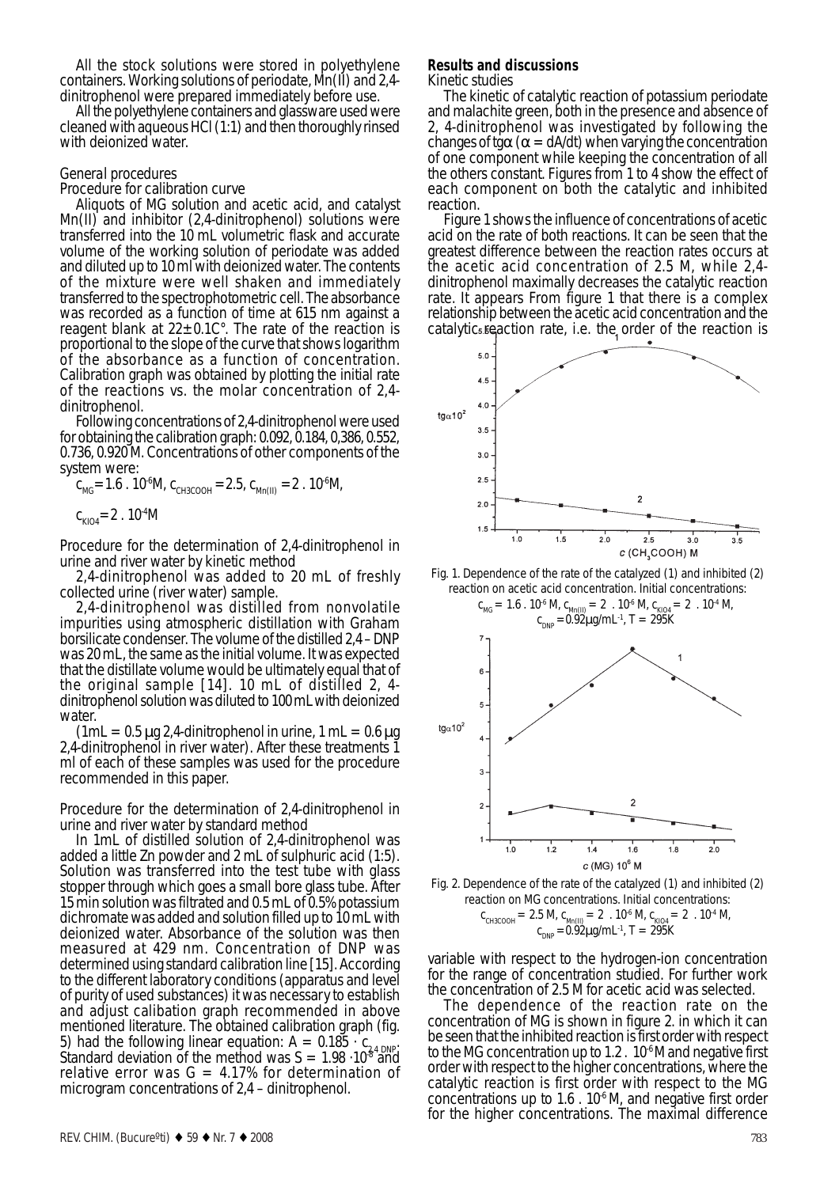All the stock solutions were stored in polyethylene containers. Working solutions of periodate, Mn(II) and 2,4-dinitrophenol were prepared immediately before use.

All the polyethylene containers and glassware used were cleaned with aqueous HCl (1:1) and then thoroughly rinsed with deionized water.

### General procedures

*Procedure for calibration curve*

Aliquots of MG solution and acetic acid, and catalyst Mn(II) and inhibitor (2,4-dinitrophenol) solutions were transferred into the 10 mL volumetric flask and accurate volume of the working solution of periodate was added and diluted up to 10 ml with deionized water. The contents of the mixture were well shaken and immediately transferred to the spectrophotometric cell. The absorbance was recorded as a function of time at 615 nm against a reagent blank at 22±0.1C°. The rate of the reaction is proportional to the slope of the curve that shows logarithm of the absorbance as a function of concentration. Calibration graph was obtained by plotting the initial rate of the reactions vs. the molar concentration of 2,4-dinitrophenol.

Following concentrations of 2,4-dinitrophenol were used for obtaining the calibration graph: 0.092, 0.184, 0,386, 0.552, 0.736, 0.920 M. Concentrations of other components of the system were:

$c_{MG} = 1.6 \cdot 10^{-6}$M, $c_{CH3COOH} = 2.5$, $c_{Mn(II)} = 2 \cdot 10^{-6}$M,

$c_{KIO4} = 2 \cdot 10^{-4}$M

*Procedure for the determination of 2,4-dinitrophenol in urine and river water by kinetic method*

2,4-dinitrophenol was added to 20 mL of freshly collected urine (river water) sample.

2,4-dinitrophenol was distilled from nonvolatile impurities using atmospheric distillation with Graham borsilicate condenser. The volume of the distilled 2,4 – DNP was 20 mL, the same as the initial volume. It was expected that the distillate volume would be ultimately equal that of the original sample [14]. 10 mL of distilled 2, 4-dinitrophenol solution was diluted to 100 mL with deionized water.

(1mL = 0.5 μg 2,4-dinitrophenol in urine, 1 mL = 0.6 μg 2,4-dinitrophenol in river water). After these treatments 1 ml of each of these samples was used for the procedure recommended in this paper.

*Procedure for the determination of 2,4-dinitrophenol in urine and river water by standard method*

In 1mL of distilled solution of 2,4-dinitrophenol was added a little Zn powder and 2 mL of sulphuric acid (1:5). Solution was transferred into the test tube with glass stopper through which goes a small bore glass tube. After 15 min solution was filtrated and 0.5 mL of 0.5% potassium dichromate was added and solution filled up to 10 mL with deionized water. Absorbance of the solution was then measured at 429 nm. Concentration of DNP was determined using standard calibration line [15]. According to the different laboratory conditions (apparatus and level of purity of used substances) it was necessary to establish and adjust calibation graph recommended in above mentioned literature. The obtained calibration graph (fig. 5) had the following linear equation: $A = 0.185 \cdot c_{2,4\,DNP}$. Standard deviation of the method was $S = 1.98 \cdot 10^{-3}$ and relative error was $G = 4.17\%$ for determination of microgram concentrations of 2,4 – dinitrophenol.

## Results and discussions

### Kinetic studies

The kinetic of catalytic reaction of potassium periodate and malachite green, both in the presence and absence of 2, 4-dinitrophenol was investigated by following the changes of tgα (α = dA/dt) when varying the concentration of one component while keeping the concentration of all the others constant. Figures from 1 to 4 show the effect of each component on both the catalytic and inhibited reaction.

Figure 1 shows the influence of concentrations of acetic acid on the rate of both reactions. It can be seen that the greatest difference between the reaction rates occurs at the acetic acid concentration of 2.5 M, while 2,4-dinitrophenol maximally decreases the catalytic reaction rate. It appears From figure 1 that there is a complex relationship between the acetic acid concentration and the catalytic reaction rate, i.e. the order of the reaction is variable with respect to the hydrogen-ion concentration for the range of concentration studied. For further work the concentration of 2.5 M for acetic acid was selected.

Fig. 1. Dependence of the rate of the catalyzed (1) and inhibited (2) reaction on acetic acid concentration. Initial concentrations: $c_{MG} = 1.6 \cdot 10^{-6}$ M, $c_{Mn(II)} = 2 \cdot 10^{-6}$ M, $c_{KIO4} = 2 \cdot 10^{-4}$ M, $c_{DNP} = 0.92$μg/mL$^{-1}$, T = 295K

Fig. 2. Dependence of the rate of the catalyzed (1) and inhibited (2) reaction on MG concentrations. Initial concentrations: $c_{CH3COOH} = 2.5$ M, $c_{Mn(II)} = 2 \cdot 10^{-6}$ M, $c_{KIO4} = 2 \cdot 10^{-4}$ M, $c_{DNP} = 0.92$μg/mL$^{-1}$, T = 295K

The dependence of the reaction rate on the concentration of MG is shown in figure 2. in which it can be seen that the inhibited reaction is first order with respect to the MG concentration up to $1.2 \cdot 10^{-6}$ M and negative first order with respect to the higher concentrations, where the catalytic reaction is first order with respect to the MG concentrations up to $1.6 \cdot 10^{-6}$ M, and negative first order for the higher concentrations. The maximal difference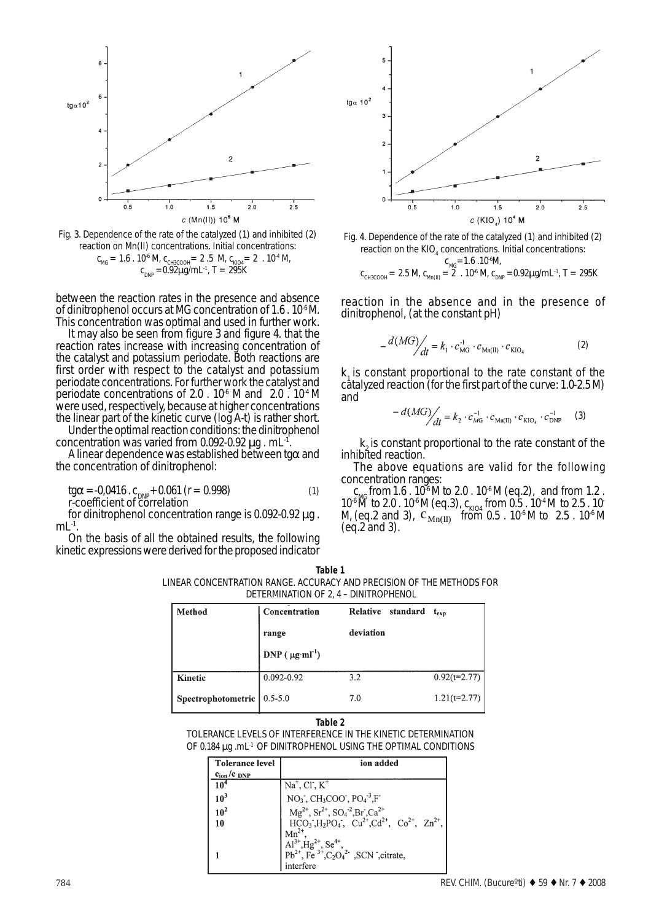Fig. 3. Dependence of the rate of the catalyzed (1) and inhibited (2) reaction on Mn(II) concentrations. Initial concentrations: $c_{MG} = 1.6 \cdot 10^{-6}$ M, $c_{CH_3COOH} = 2.5$ M, $c_{KIO_4} = 2 \cdot 10^{-4}$ M, $c_{DNP} = 0.92$ µg/mL$^{-1}$, T = 295K

Fig. 4. Dependence of the rate of the catalyzed (1) and inhibited (2) reaction on the $KIO_4$ concentrations. Initial concentrations: $c_{MG} = 1.6 \cdot 10^{-6}$M, $c_{CH_3COOH} = 2.5$ M, $c_{Mn(II)} = 2 \cdot 10^{-6}$ M, $c_{DNP} = 0.92$µg/mL$^{-1}$, T = 295K

between the reaction rates in the presence and absence of dinitrophenol occurs at MG concentration of $1.6 \cdot 10^{-6}$ M. This concentration was optimal and used in further work.

It may also be seen from figure 3 and figure 4. that the reaction rates increase with increasing concentration of the catalyst and potassium periodate. Both reactions are first order with respect to the catalyst and potassium periodate concentrations. For further work the catalyst and periodate concentrations of $2.0 \cdot 10^{-6}$ M and $2.0 \cdot 10^{-4}$ M were used, respectively, because at higher concentrations the linear part of the kinetic curve (log A-t) is rather short.

Under the optimal reaction conditions: the dinitrophenol concentration was varied from 0.092-0.92 µg . mL$^{-1}$.

A linear dependence was established between tgα and the concentration of dinitrophenol:

$$tg\alpha = -0.0416 \cdot c_{DNP} + 0.061 \ (r = 0.998) \qquad (1)$$

r-coefficient of correlation

for dinitrophenol concentration range is 0.092-0.92 µg . mL$^{-1}$.

On the basis of all the obtained results, the following kinetic expressions were derived for the proposed indicator reaction in the absence and in the presence of dinitrophenol, (at the constant pH)

$$-\frac{d(MG)}{dt} = k_1 \cdot c_{MG}^{-1} \cdot c_{Mn(II)} \cdot c_{KIO_4} \qquad (2)$$

$k_1$ is constant proportional to the rate constant of the catalyzed reaction (for the first part of the curve: 1.0-2.5 M) and

$$-\frac{d(MG)}{dt} = k_2 \cdot c_{MG}^{-1} \cdot c_{Mn(II)} \cdot c_{KIO_4} \cdot c_{DNP}^{-1} \qquad (3)$$

$k_2$ is constant proportional to the rate constant of the inhibited reaction.

The above equations are valid for the following concentration ranges:

$c_{MG}$ from $1.6 \cdot 10^{-6}$ M to $2.0 \cdot 10^{-6}$ M (eq.2), and from $1.2 \cdot 10^{-6}$ M to $2.0 \cdot 10^{-6}$ M (eq.3), $c_{KIO_4}$ from $0.5 \cdot 10^{-4}$ M to $2.5 \cdot 10^{-4}$ M, (eq.2 and 3), $c_{Mn(II)}$ from $0.5 \cdot 10^{-6}$ M to $2.5 \cdot 10^{-6}$ M (eq.2 and 3).

**Table 1**
LINEAR CONCENTRATION RANGE. ACCURACY AND PRECISION OF THE METHODS FOR DETERMINATION OF 2, 4 – DINITROPHENOL

| Method | Concentration range DNP (µg·ml$^{-1}$) | Relative standard deviation | $t_{exp}$ |
|---|---|---|---|
| Kinetic | 0.092-0.92 | 3.2 | 0.92(t=2.77) |
| Spectrophotometric | 0.5-5.0 | 7.0 | 1.21(t=2.77) |

**Table 2**
TOLERANCE LEVELS OF INTERFERENCE IN THE KINETIC DETERMINATION OF 0.184 µg .mL$^{-1}$ OF DINITROPHENOL USING THE OPTIMAL CONDITIONS

| Tolerance level $c_{ion}/c_{DNP}$ | ion added |
|---|---|
| $10^4$ | $Na^+$, $Cl^-$, $K^+$ |
| $10^3$ | $NO_3^-$, $CH_3COO^-$, $PO_4^{-3}$, $F^-$ |
| $10^2$ | $Mg^{2+}$, $Sr^{2+}$, $SO_4^{-2}$, $Br^-$, $Ca^{2+}$ |
| 10 | $HCO_3^-$, $H_2PO_4^-$, $Cu^{2+}$, $Cd^{2+}$, $Co^{2+}$, $Zn^{2+}$, $Mn^{2+}$, $Al^{3+}$, $Hg^{2+}$, $Se^{4+}$, |
| 1 | $Pb^{2+}$, $Fe^{3+}$, $C_2O_4^{2-}$, $SCN^-$, citrate, interfere |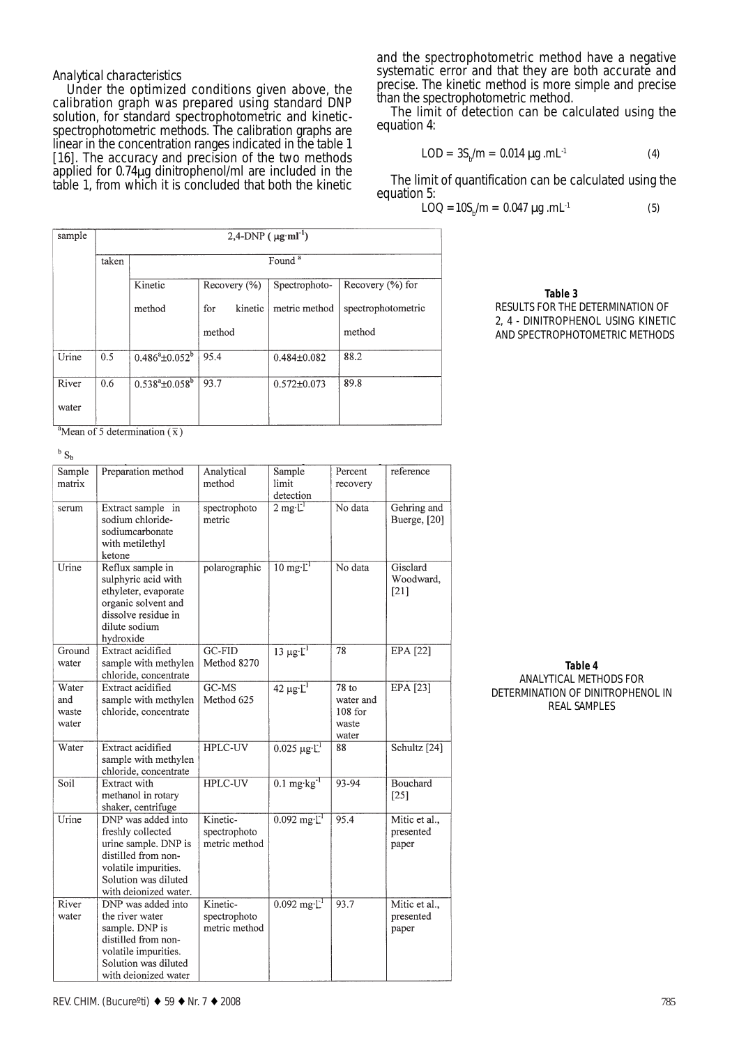### Analytical characteristics

Under the optimized conditions given above, the calibration graph was prepared using standard DNP solution, for standard spectrophotometric and kinetic-spectrophotometric methods. The calibration graphs are linear in the concentration ranges indicated in the table 1 [16]. The accuracy and precision of the two methods applied for 0.74μg dinitrophenol/ml are included in the table 1, from which it is concluded that both the kinetic and the spectrophotometric method have a negative systematic error and that they are both accurate and precise. The kinetic method is more simple and precise than the spectrophotometric method.

The limit of detection can be calculated using the equation 4:

$$LOD = 3S_b/m = 0.014\ \mu g\ .mL^{-1} \quad (4)$$

The limit of quantification can be calculated using the equation 5:

$$LOQ = 10S_b/m = 0.047\ \mu g\ .mL^{-1} \quad (5)$$

**Table 3**
RESULTS FOR THE DETERMINATION OF 2, 4 - DINITROPHENOL USING KINETIC AND SPECTROPHOTOMETRIC METHODS

| sample | 2,4-DNP ($\mu g \cdot ml^{-1}$) | | | | |
|---|---|---|---|---|---|
| | taken | Found [a] | | | |
| | | Kinetic method | Recovery (%) for kinetic method | Spectrophotometric method | Recovery (%) for spectrophotometric method |
| Urine | 0.5 | 0.486[a]±0.052[b] | 95.4 | 0.484±0.082 | 88.2 |
| River water | 0.6 | 0.538[a]±0.058[b] | 93.7 | 0.572±0.073 | 89.8 |

[a]Mean of 5 determination ($\bar{x}$)

[b] $S_b$

**Table 4**
ANALYTICAL METHODS FOR DETERMINATION OF DINITROPHENOL IN REAL SAMPLES

| Sample matrix | Preparation method | Analytical method | Sample limit detection | Percent recovery | reference |
|---|---|---|---|---|---|
| serum | Extract sample in sodium chloride-sodiumcarbonate with metilethyl ketone | spectrophotometric | 2 mg·L$^{-1}$ | No data | Gehring and Buerge, [20] |
| Urine | Reflux sample in sulphyric acid with ethyleter, evaporate organic solvent and dissolve residue in dilute sodium hydroxide | polarographic | 10 mg·L$^{-1}$ | No data | Gisclard Woodward, [21] |
| Ground water | Extract acidified sample with methylen chloride, concentrate | GC-FID Method 8270 | 13 μg·L$^{-1}$ | 78 | EPA [22] |
| Water and waste water | Extract acidified sample with methylen chloride, concentrate | GC-MS Method 625 | 42 μg·L$^{-1}$ | 78 to water and 108 for waste water | EPA [23] |
| Water | Extract acidified sample with methylen chloride, concentrate | HPLC-UV | 0.025 μg·L$^{-1}$ | 88 | Schultz [24] |
| Soil | Extract with methanol in rotary shaker, centrifuge | HPLC-UV | 0.1 mg·kg$^{-1}$ | 93-94 | Bouchard [25] |
| Urine | DNP was added into freshly collected urine sample. DNP is distilled from non-volatile impurities. Solution was diluted with deionized water. | Kinetic-spectrophotometric method | 0.092 mg·L$^{-1}$ | 95.4 | Mitic et al., presented paper |
| River water | DNP was added into the river water sample. DNP is distilled from non-volatile impurities. Solution was diluted with deionized water | Kinetic-spectrophotometric method | 0.092 mg·L$^{-1}$ | 93.7 | Mitic et al., presented paper |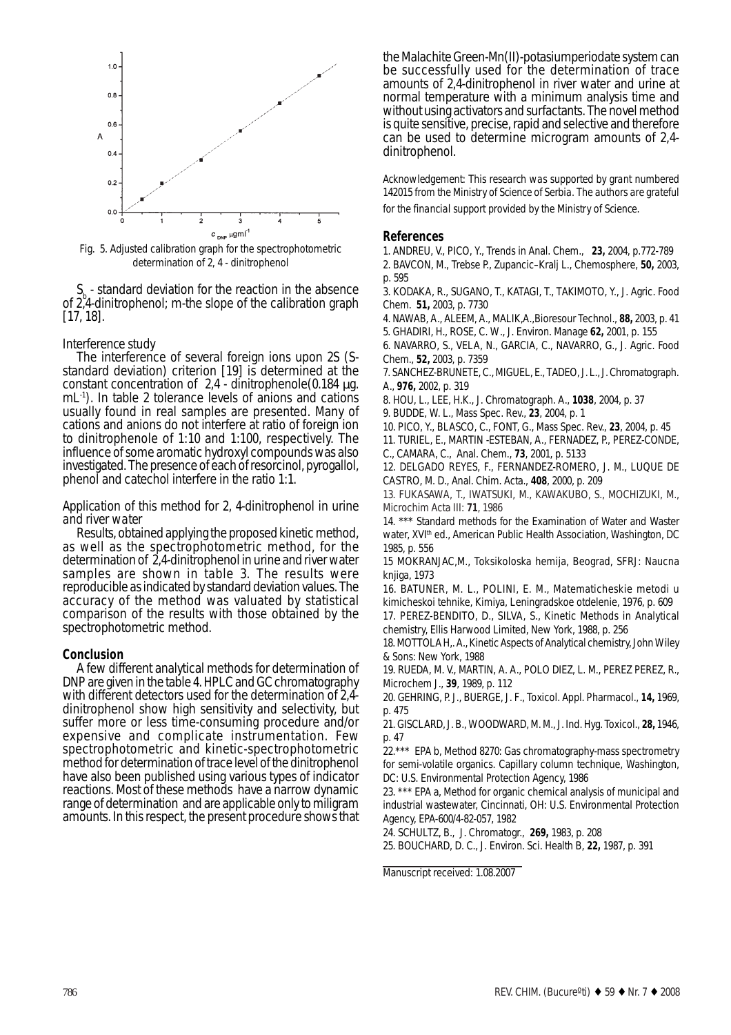1.0

0.8

0.6

A

0.4

0.2

0.0

0 1 2 3 4 5

$c_{DNP}$ μgml$^{-1}$

Fig. 5. Adjusted calibration graph for the spectrophotometric determination of 2, 4 - dinitrophenol

$S_b$ - standard deviation for the reaction in the absence of 2,4-dinitrophenol; m-the slope of the calibration graph [17, 18].

*Interference study*

The interference of several foreign ions upon 2S (S-standard deviation) criterion [19] is determined at the constant concentration of 2,4 - dinitrophenole(0.184 μg. mL$^{-1}$). In table 2 tolerance levels of anions and cations usually found in real samples are presented. Many of cations and anions do not interfere at ratio of foreign ion to dinitrophenole of 1:10 and 1:100, respectively. The influence of some aromatic hydroxyl compounds was also investigated. The presence of each of resorcinol, pyrogallol, phenol and catechol interfere in the ratio 1:1.

*Application of this method for 2, 4-dinitrophenol in urine and river water*

Results, obtained applying the proposed kinetic method, as well as the spectrophotometric method, for the determination of 2,4-dinitrophenol in urine and river water samples are shown in table 3. The results were reproducible as indicated by standard deviation values. The accuracy of the method was valuated by statistical comparison of the results with those obtained by the spectrophotometric method.

## Conclusion

A few different analytical methods for determination of DNP are given in the table 4. HPLC and GC chromatography with different detectors used for the determination of 2,4-dinitrophenol show high sensitivity and selectivity, but suffer more or less time-consuming procedure and/or expensive and complicate instrumentation. Few spectrophotometric and kinetic-spectrophotometric method for determination of trace level of the dinitrophenol have also been published using various types of indicator reactions. Most of these methods have a narrow dynamic range of determination and are applicable only to miligram amounts. In this respect, the present procedure shows that the Malachite Green-Mn(II)-potasiumperiodate system can be successfully used for the determination of trace amounts of 2,4-dinitrophenol in river water and urine at normal temperature with a minimum analysis time and without using activators and surfactants. The novel method is quite sensitive, precise, rapid and selective and therefore can be used to determine microgram amounts of 2,4-dinitrophenol.

*Acknowledgement: This research was supported by grant numbered 142015 from the Ministry of Science of Serbia. The authors are grateful for the financial support provided by the Ministry of Science.*

## References

1. ANDREU, V., PICO, Y., Trends in Anal. Chem., **23,** 2004, p.772-789
2. BAVCON, M., Trebse P., Zupancic–Kralj L., Chemosphere, **50,** 2003, p. 595
3. KODAKA, R., SUGANO, T., KATAGI, T., TAKIMOTO, Y., J. Agric. Food Chem. **51,** 2003, p. 7730
4. NAWAB, A., ALEEM, A., MALIK,A.,Bioresour Technol., **88,** 2003, p. 41
5. GHADIRI, H., ROSE, C. W., J. Environ. Manage **62,** 2001, p. 155
6. NAVARRO, S., VELA, N., GARCIA, C., NAVARRO, G., J. Agric. Food Chem., **52,** 2003, p. 7359
7. SANCHEZ-BRUNETE, C., MIGUEL, E., TADEO, J. L., J. Chromatograph. A., **976,** 2002, p. 319
8. HOU, L., LEE, H.K., J. Chromatograph. A., **1038**, 2004, p. 37
9. BUDDE, W. L., Mass Spec. Rev., **23**, 2004, p. 1
10. PICO, Y., BLASCO, C., FONT, G., Mass Spec. Rev., **23**, 2004, p. 45
11. TURIEL, E., MARTIN -ESTEBAN, A., FERNADEZ, P., PEREZ-CONDE, C., CAMARA, C., Anal. Chem., **73**, 2001, p. 5133
12. DELGADO REYES, F., FERNANDEZ-ROMERO, J. M., LUQUE DE CASTRO, M. D., Anal. Chim. Acta., **408**, 2000, p. 209
13. FUKASAWA, T., IWATSUKI, M., KAWAKUBO, S., MOCHIZUKI, M., Microchim Acta III: **71**, 1986
14. *** Standard methods for the Examination of Water and Waster water, XVI[th] ed., American Public Health Association, Washington, DC 1985, p. 556
15 MOKRANJAC,M., Toksikoloska hemija, Beograd, SFRJ: Naucna knjiga, 1973
16. BATUNER, M. L., POLINI, E. M., Matematicheskie metodi u kimicheskoi tehnike, Kimiya, Leningradskoe otdelenie, 1976, p. 609
17. PEREZ-BENDITO, D., SILVA, S., Kinetic Methods in Analytical chemistry, Ellis Harwood Limited, New York, 1988, p. 256
18. MOTTOLA H,. A., Kinetic Aspects of Analytical chemistry, John Wiley & Sons: New York, 1988
19. RUEDA, M. V., MARTIN, A. A., POLO DIEZ, L. M., PEREZ PEREZ, R., Microchem J., **39**, 1989, p. 112
20. GEHRING, P. J., BUERGE, J. F., Toxicol. Appl. Pharmacol., **14,** 1969, p. 475
21. GISCLARD, J. B., WOODWARD, M. M., J. Ind. Hyg. Toxicol., **28,** 1946, p. 47
22.*** EPA b, Method 8270: Gas chromatography-mass spectrometry for semi-volatile organics. Capillary column technique, Washington, DC: U.S. Environmental Protection Agency, 1986
23. *** EPA a, Method for organic chemical analysis of municipal and industrial wastewater, Cincinnati, OH: U.S. Environmental Protection Agency, EPA-600/4-82-057, 1982
24. SCHULTZ, B., J. Chromatogr., **269,** 1983, p. 208
25. BOUCHARD, D. C., J. Environ. Sci. Health B, **22,** 1987, p. 391

Manuscript received: 1.08.2007